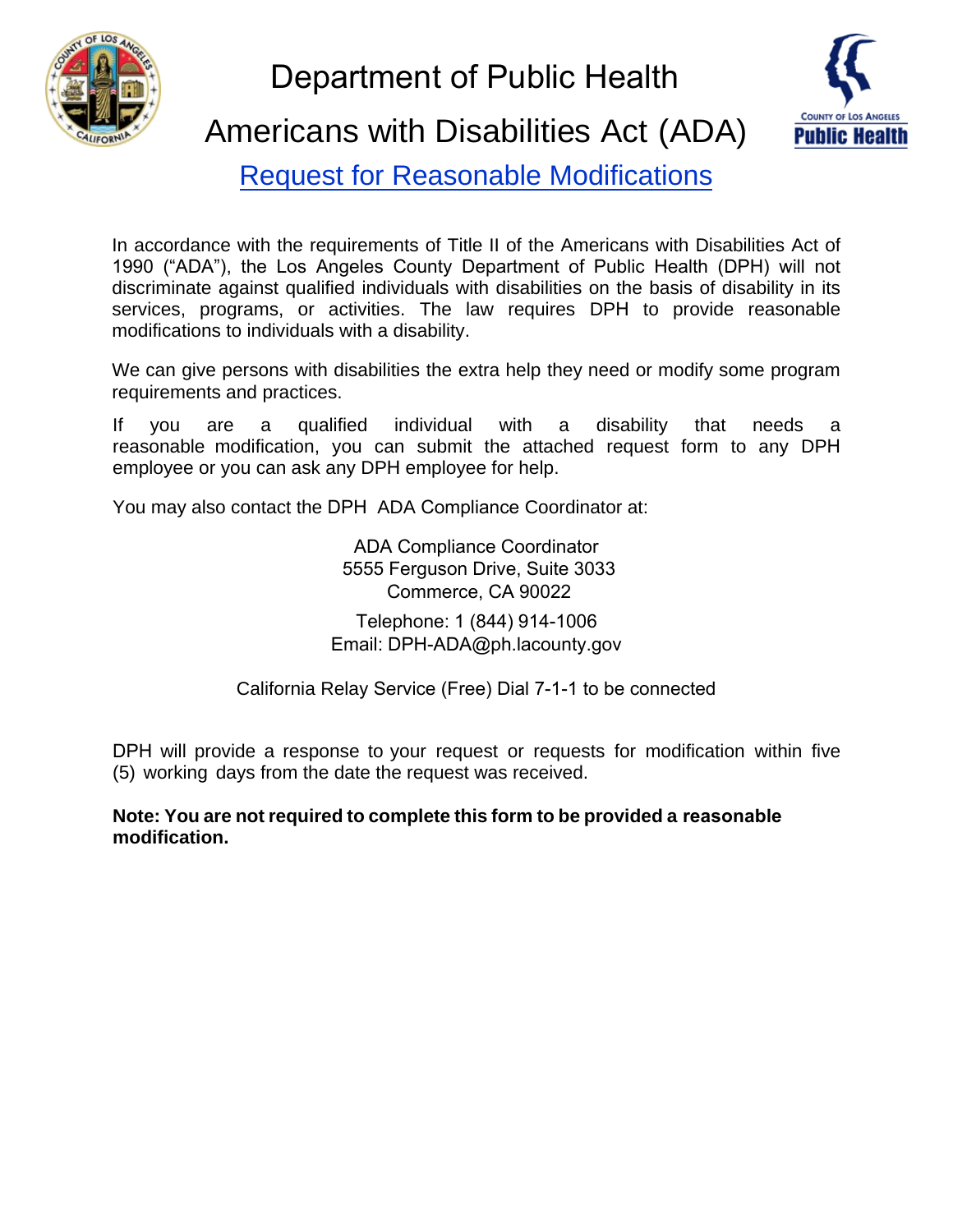# Department of Public Health

# Americans with Disabilities Act (ADA)

## Request for Reasonable Modifications

In accordance with the requirements of Title II of the Americans with Disabilities Act of 1990 ("ADA"), the Los Angeles County Department of Public Health (DPH) will not discriminate against qualified individuals with disabilities on the basis of disability in its services, programs, or activities. The law requires DPH to provide reasonable modifications to individuals with a disability.

We can give persons with disabilities the extra help they need or modify some program requirements and practices.

If you are a qualified individual with a disability that needs a reasonable modification, you can submit the attached request form to any DPH employee or you can ask any DPH employee for help.

You may also contact the DPH ADA Compliance Coordinator at:

ADA Compliance Coordinator
5555 Ferguson Drive, Suite 3033
Commerce, CA 90022

Telephone: 1 (844) 914-1006
Email: DPH-ADA@ph.lacounty.gov

California Relay Service (Free) Dial 7-1-1 to be connected

DPH will provide a response to your request or requests for modification within five (5) working days from the date the request was received.

**Note: You are not required to complete this form to be provided a reasonable modification.**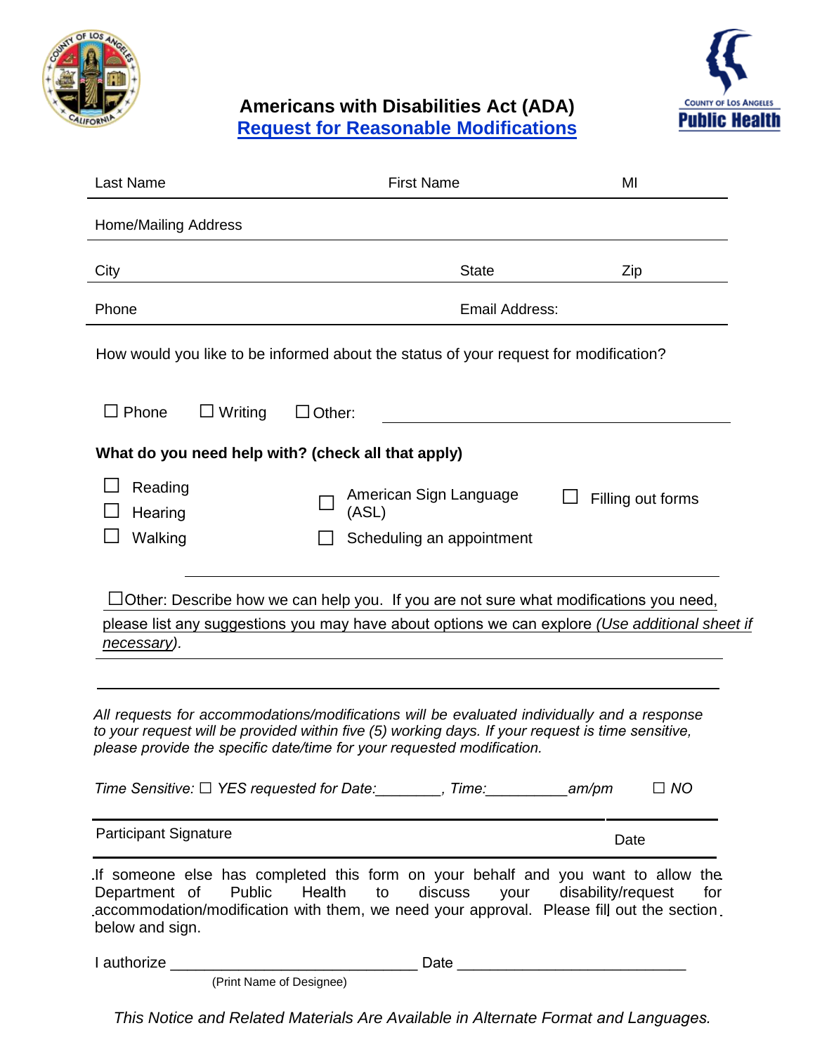# Americans with Disabilities Act (ADA)

## Request for Reasonable Modifications

Last Name | First Name | MI

Home/Mailing Address

City | State | Zip

Phone | Email Address:

How would you like to be informed about the status of your request for modification?

☐ Phone ☐ Writing ☐ Other: ____________________

**What do you need help with? (check all that apply)**

☐ Reading
☐ Hearing
☐ Walking
☐ American Sign Language (ASL)
☐ Scheduling an appointment
☐ Filling out forms

☐Other: Describe how we can help you. If you are not sure what modifications you need, please list any suggestions you may have about options we can explore *(Use additional sheet if necessary).*

_____________________________________________

_____________________________________________

*All requests for accommodations/modifications will be evaluated individually and a response to your request will be provided within five (5) working days. If your request is time sensitive, please provide the specific date/time for your requested modification.*

*Time Sensitive: ☐ YES requested for Date:________, Time:__________am/pm ☐ NO*

Participant Signature | Date

If someone else has completed this form on your behalf and you want to allow the Department of Public Health to discuss your disability/request for accommodation/modification with them, we need your approval. Please fill out the section below and sign.

I authorize _____________________________ Date __________________________

(Print Name of Designee)

*This Notice and Related Materials Are Available in Alternate Format and Languages.*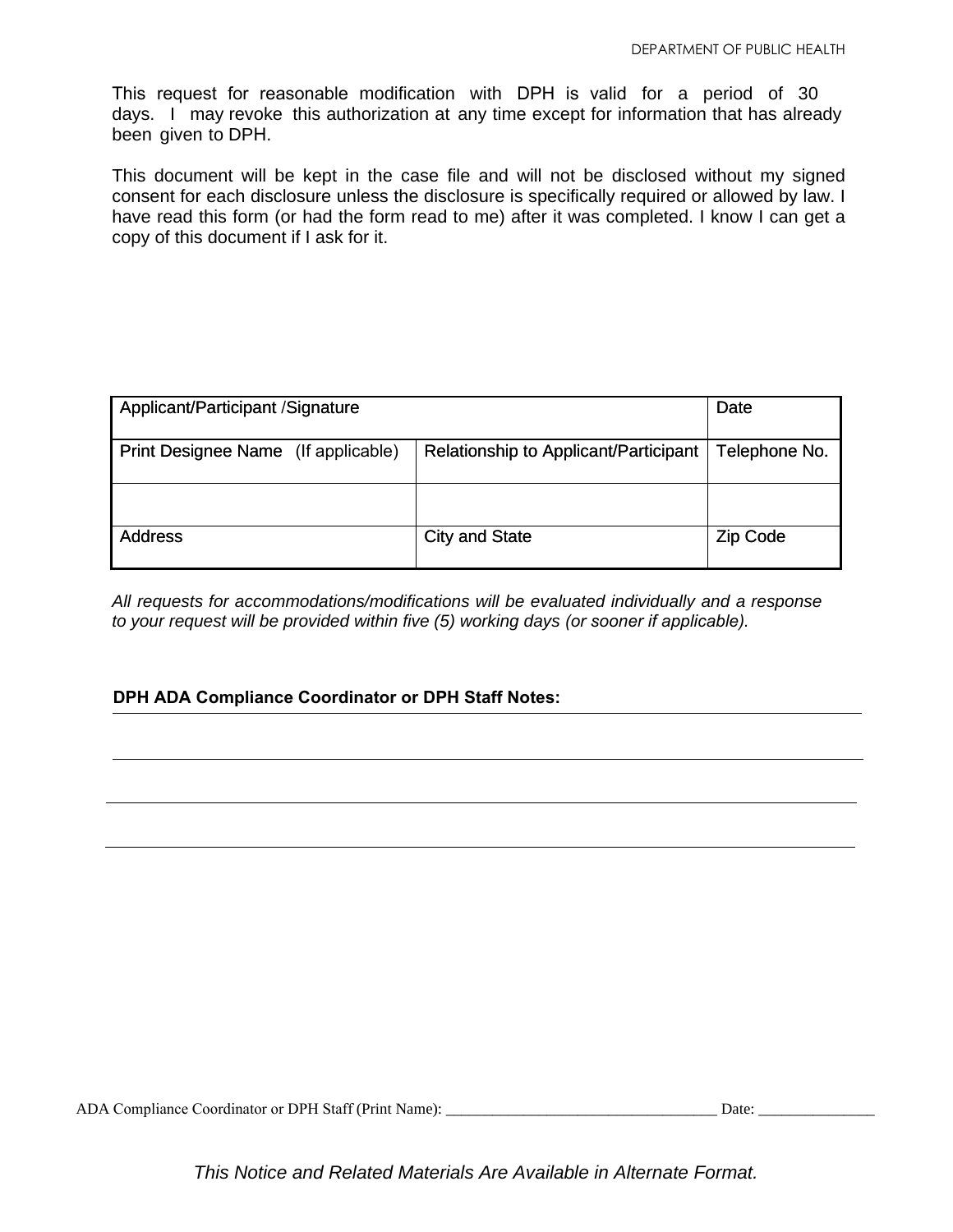This request for reasonable modification with DPH is valid for a period of 30 days. I may revoke this authorization at any time except for information that has already been given to DPH.

This document will be kept in the case file and will not be disclosed without my signed consent for each disclosure unless the disclosure is specifically required or allowed by law. I have read this form (or had the form read to me) after it was completed. I know I can get a copy of this document if I ask for it.

| Applicant/Participant /Signature | | Date |
|---|---|---|
| Print Designee Name (If applicable) | Relationship to Applicant/Participant | Telephone No. |
| | | |
| Address | City and State | Zip Code |

*All requests for accommodations/modifications will be evaluated individually and a response to your request will be provided within five (5) working days (or sooner if applicable).*

**DPH ADA Compliance Coordinator or DPH Staff Notes:**

______________________________________________________________________

______________________________________________________________________

______________________________________________________________________

ADA Compliance Coordinator or DPH Staff (Print Name): ___________________________________ Date: _______________

*This Notice and Related Materials Are Available in Alternate Format.*